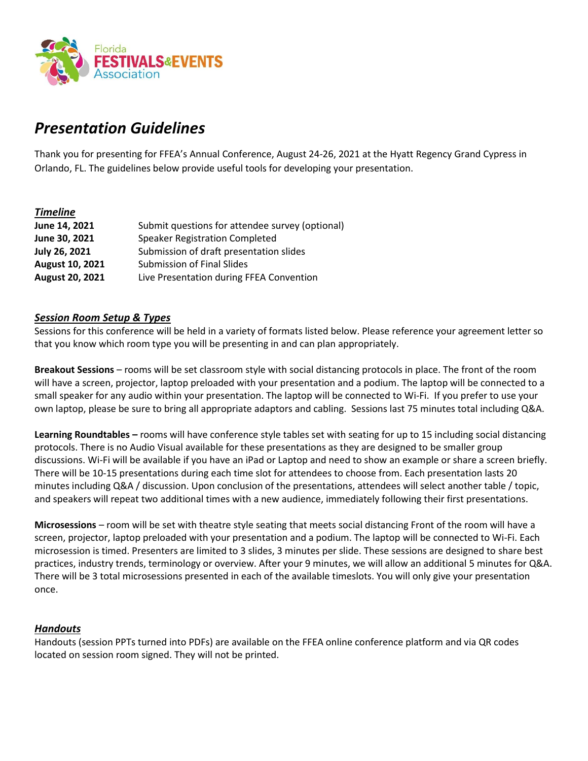Florida FESTIVALS&EVENTS Association

# *Presentation Guidelines*

Thank you for presenting for FFEA's Annual Conference, August 24-26, 2021 at the Hyatt Regency Grand Cypress in Orlando, FL. The guidelines below provide useful tools for developing your presentation.

## ***Timeline***

| | |
|---|---|
| **June 14, 2021** | Submit questions for attendee survey (optional) |
| **June 30, 2021** | Speaker Registration Completed |
| **July 26, 2021** | Submission of draft presentation slides |
| **August 10, 2021** | Submission of Final Slides |
| **August 20, 2021** | Live Presentation during FFEA Convention |

## ***Session Room Setup & Types***

Sessions for this conference will be held in a variety of formats listed below. Please reference your agreement letter so that you know which room type you will be presenting in and can plan appropriately.

**Breakout Sessions** – rooms will be set classroom style with social distancing protocols in place. The front of the room will have a screen, projector, laptop preloaded with your presentation and a podium. The laptop will be connected to a small speaker for any audio within your presentation. The laptop will be connected to Wi-Fi. If you prefer to use your own laptop, please be sure to bring all appropriate adaptors and cabling. Sessions last 75 minutes total including Q&A.

**Learning Roundtables –** rooms will have conference style tables set with seating for up to 15 including social distancing protocols. There is no Audio Visual available for these presentations as they are designed to be smaller group discussions. Wi-Fi will be available if you have an iPad or Laptop and need to show an example or share a screen briefly. There will be 10-15 presentations during each time slot for attendees to choose from. Each presentation lasts 20 minutes including Q&A / discussion. Upon conclusion of the presentations, attendees will select another table / topic, and speakers will repeat two additional times with a new audience, immediately following their first presentations.

**Microsessions** – room will be set with theatre style seating that meets social distancing Front of the room will have a screen, projector, laptop preloaded with your presentation and a podium. The laptop will be connected to Wi-Fi. Each microsession is timed. Presenters are limited to 3 slides, 3 minutes per slide. These sessions are designed to share best practices, industry trends, terminology or overview. After your 9 minutes, we will allow an additional 5 minutes for Q&A. There will be 3 total microsessions presented in each of the available timeslots. You will only give your presentation once.

## ***Handouts***

Handouts (session PPTs turned into PDFs) are available on the FFEA online conference platform and via QR codes located on session room signed. They will not be printed.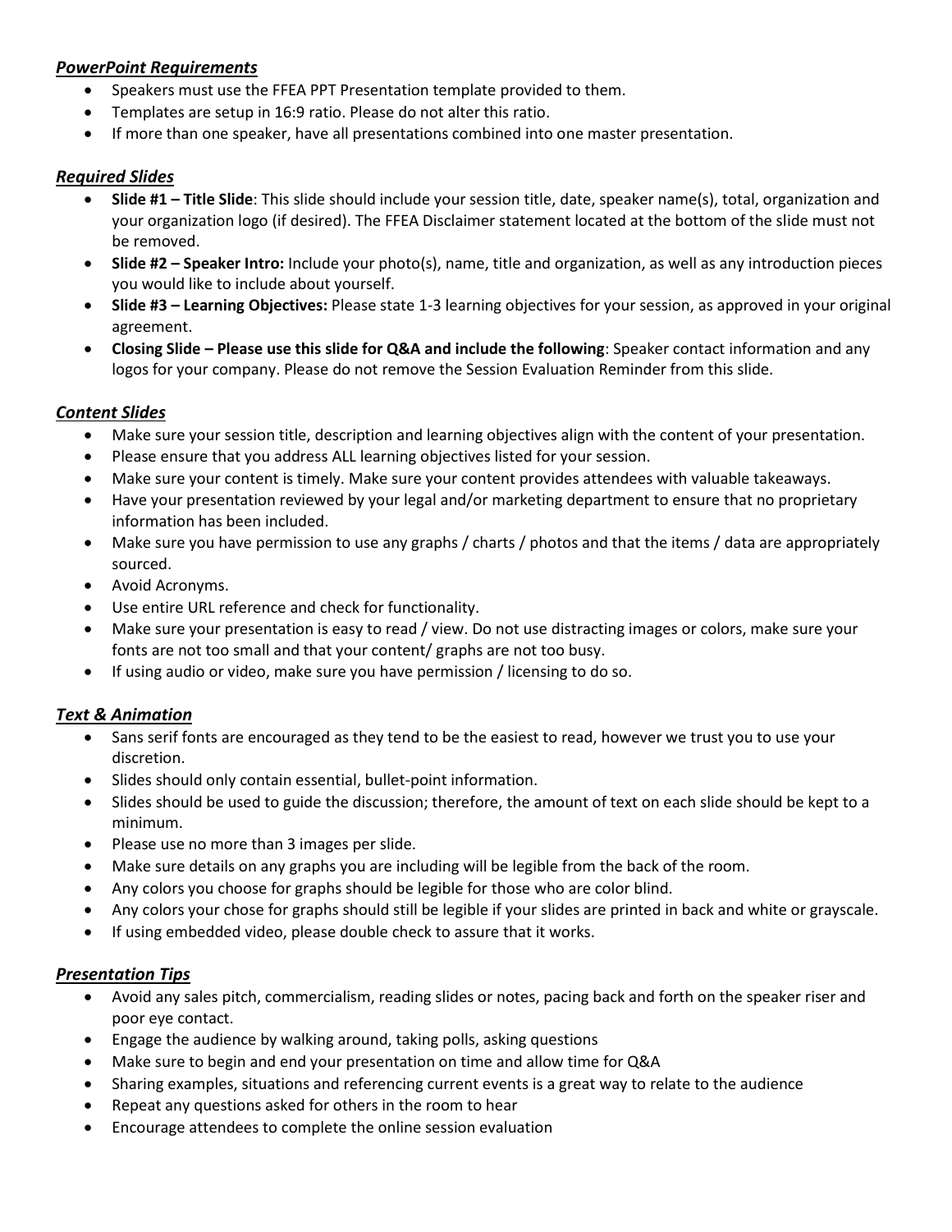### ***PowerPoint Requirements***

- Speakers must use the FFEA PPT Presentation template provided to them.
- Templates are setup in 16:9 ratio. Please do not alter this ratio.
- If more than one speaker, have all presentations combined into one master presentation.

### ***Required Slides***

- **Slide #1 – Title Slide**: This slide should include your session title, date, speaker name(s), total, organization and your organization logo (if desired). The FFEA Disclaimer statement located at the bottom of the slide must not be removed.
- **Slide #2 – Speaker Intro:** Include your photo(s), name, title and organization, as well as any introduction pieces you would like to include about yourself.
- **Slide #3 – Learning Objectives:** Please state 1-3 learning objectives for your session, as approved in your original agreement.
- **Closing Slide – Please use this slide for Q&A and include the following**: Speaker contact information and any logos for your company. Please do not remove the Session Evaluation Reminder from this slide.

### ***Content Slides***

- Make sure your session title, description and learning objectives align with the content of your presentation.
- Please ensure that you address ALL learning objectives listed for your session.
- Make sure your content is timely. Make sure your content provides attendees with valuable takeaways.
- Have your presentation reviewed by your legal and/or marketing department to ensure that no proprietary information has been included.
- Make sure you have permission to use any graphs / charts / photos and that the items / data are appropriately sourced.
- Avoid Acronyms.
- Use entire URL reference and check for functionality.
- Make sure your presentation is easy to read / view. Do not use distracting images or colors, make sure your fonts are not too small and that your content/ graphs are not too busy.
- If using audio or video, make sure you have permission / licensing to do so.

### ***Text & Animation***

- Sans serif fonts are encouraged as they tend to be the easiest to read, however we trust you to use your discretion.
- Slides should only contain essential, bullet-point information.
- Slides should be used to guide the discussion; therefore, the amount of text on each slide should be kept to a minimum.
- Please use no more than 3 images per slide.
- Make sure details on any graphs you are including will be legible from the back of the room.
- Any colors you choose for graphs should be legible for those who are color blind.
- Any colors your chose for graphs should still be legible if your slides are printed in back and white or grayscale.
- If using embedded video, please double check to assure that it works.

### ***Presentation Tips***

- Avoid any sales pitch, commercialism, reading slides or notes, pacing back and forth on the speaker riser and poor eye contact.
- Engage the audience by walking around, taking polls, asking questions
- Make sure to begin and end your presentation on time and allow time for Q&A
- Sharing examples, situations and referencing current events is a great way to relate to the audience
- Repeat any questions asked for others in the room to hear
- Encourage attendees to complete the online session evaluation